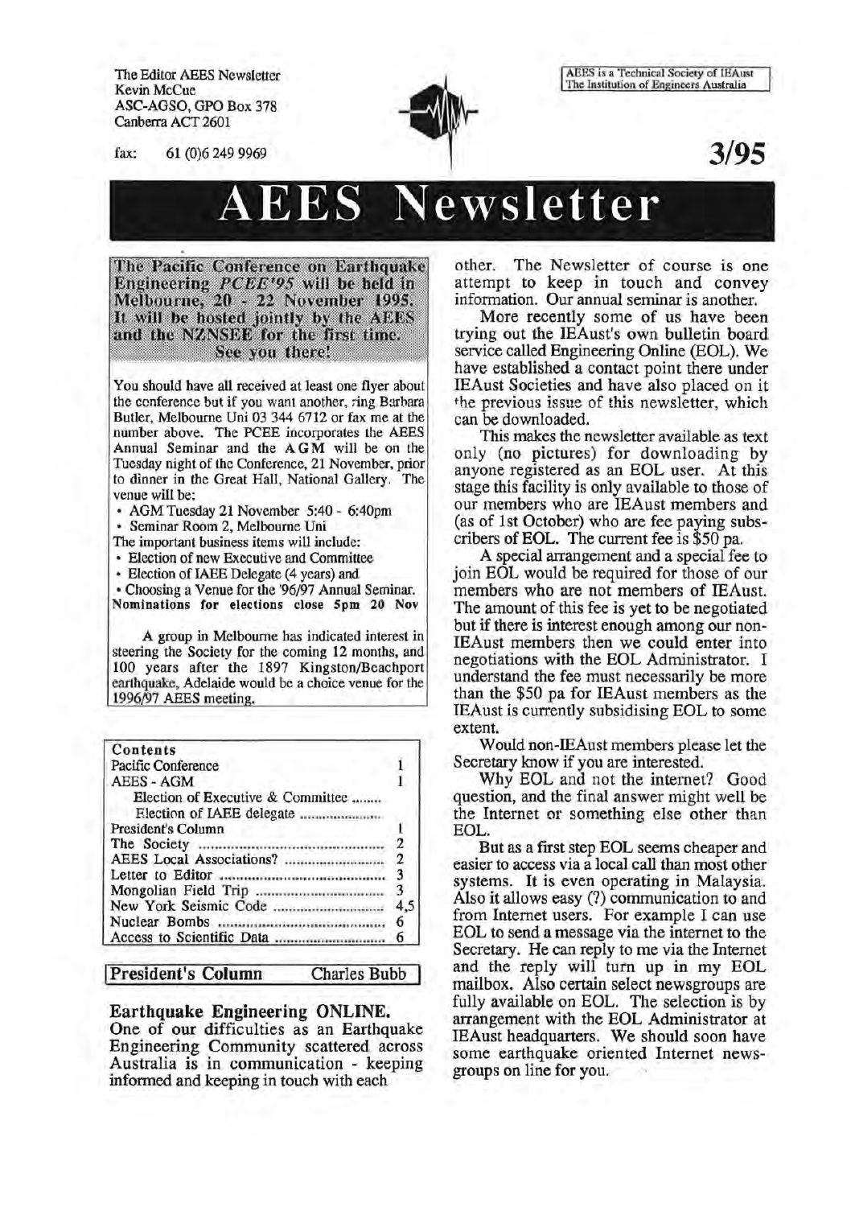The Editor AEES Newsletter
Kevin McCue
ASC-AGSO, GPO Box 378
Canberra ACT 2601

fax: 61 (0)6 249 9969

AEES is a Technical Society of IEAust
The Institution of Engineers Australia

**3/95**

# AEES Newsletter

**The Pacific Conference on Earthquake Engineering *PCEE'95* will be held in Melbourne, 20 - 22 November 1995. It will be hosted jointly by the AEES and the NZNSEE for the first time. See you there!**

You should have all received at least one flyer about the conference but if you want another, ring Barbara Butler, Melbourne Uni 03 344 6712 or fax me at the number above. The PCEE incorporates the AEES Annual Seminar and the AGM will be on the Tuesday night of the Conference, 21 November, prior to dinner in the Great Hall, National Gallery. The venue will be:

- AGM Tuesday 21 November 5:40 - 6:40pm
- Seminar Room 2, Melbourne Uni

The important business items will include:

- Election of new Executive and Committee
- Election of IAEE Delegate (4 years) and
- Choosing a Venue for the '96/97 Annual Seminar.

**Nominations for elections close 5pm 20 Nov**

A group in Melbourne has indicated interest in steering the Society for the coming 12 months, and 100 years after the 1897 Kingston/Beachport earthquake, Adelaide would be a choice venue for the 1996/97 AEES meeting.

| Contents | |
|---|---|
| Pacific Conference | 1 |
| AEES - AGM | 1 |
| Election of Executive & Committee | |
| Election of IAEE delegate | |
| President's Column | 1 |
| The Society | 2 |
| AEES Local Associations? | 2 |
| Letter to Editor | 3 |
| Mongolian Field Trip | 3 |
| New York Seismic Code | 4,5 |
| Nuclear Bombs | 6 |
| Access to Scientific Data | 6 |

## President's Column — Charles Bubb

### Earthquake Engineering ONLINE.

**One of our difficulties as an Earthquake Engineering Community scattered across Australia is in communication - keeping informed and keeping in touch with each other.** The Newsletter of course is one attempt to keep in touch and convey information. Our annual seminar is another.

More recently some of us have been trying out the IEAust's own bulletin board service called Engineering Online (EOL). We have established a contact point there under IEAust Societies and have also placed on it the previous issue of this newsletter, which can be downloaded.

This makes the newsletter available as text only (no pictures) for downloading by anyone registered as an EOL user. At this stage this facility is only available to those of our members who are IEAust members and (as of 1st October) who are fee paying subscribers of EOL. The current fee is $50 pa.

A special arrangement and a special fee to join EOL would be required for those of our members who are not members of IEAust. The amount of this fee is yet to be negotiated but if there is interest enough among our non-IEAust members then we could enter into negotiations with the EOL Administrator. I understand the fee must necessarily be more than the $50 pa for IEAust members as the IEAust is currently subsidising EOL to some extent.

Would non-IEAust members please let the Secretary know if you are interested.

Why EOL and not the internet? Good question, and the final answer might well be the Internet or something else other than EOL.

But as a first step EOL seems cheaper and easier to access via a local call than most other systems. It is even operating in Malaysia. Also it allows easy (?) communication to and from Internet users. For example I can use EOL to send a message via the internet to the Secretary. He can reply to me via the Internet and the reply will turn up in my EOL mailbox. Also certain select newsgroups are fully available on EOL. The selection is by arrangement with the EOL Administrator at IEAust headquarters. We should soon have some earthquake oriented Internet newsgroups on line for you.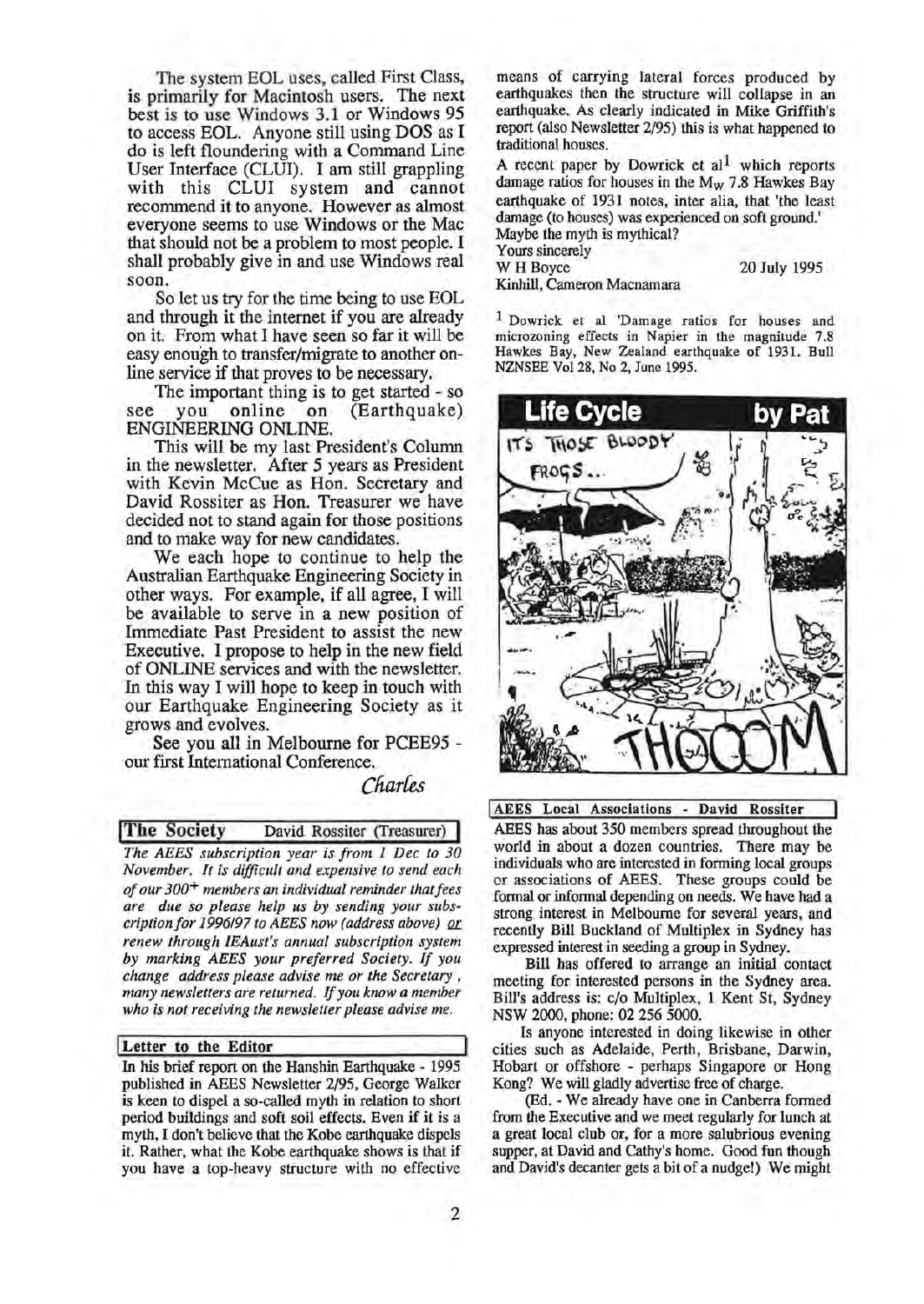The system EOL uses, called First Class, is primarily for Macintosh users. The next best is to use Windows 3.1 or Windows 95 to access EOL. Anyone still using DOS as I do is left floundering with a Command Line User Interface (CLUI). I am still grappling with this CLUI system and cannot recommend it to anyone. However as almost everyone seems to use Windows or the Mac that should not be a problem to most people. I shall probably give in and use Windows real soon.

So let us try for the time being to use EOL and through it the internet if you are already on it. From what I have seen so far it will be easy enough to transfer/migrate to another on-line service if that proves to be necessary.

The important thing is to get started - so see you online on (Earthquake) ENGINEERING ONLINE.

This will be my last President's Column in the newsletter. After 5 years as President with Kevin McCue as Hon. Secretary and David Rossiter as Hon. Treasurer we have decided not to stand again for those positions and to make way for new candidates.

We each hope to continue to help the Australian Earthquake Engineering Society in other ways. For example, if all agree, I will be available to serve in a new position of Immediate Past President to assist the new Executive. I propose to help in the new field of ONLINE services and with the newsletter. In this way I will hope to keep in touch with our Earthquake Engineering Society as it grows and evolves.

See you all in Melbourne for PCEE95 - our first International Conference.

*Charles*

## The Society — David Rossiter (Treasurer)

*The AEES subscription year is from 1 Dec to 30 November. It is difficult and expensive to send each of our 300+ members an individual reminder that fees are due so please help us by sending your subscription for 1996/97 to AEES now (address above) or renew through IEAust's annual subscription system by marking AEES your preferred Society. If you change address please advise me or the Secretary, many newsletters are returned. If you know a member who is not receiving the newsletter please advise me.*

## Letter to the Editor

In his brief report on the Hanshin Earthquake - 1995 published in AEES Newsletter 2/95, George Walker is keen to dispel a so-called myth in relation to short period buildings and soft soil effects. Even if it is a myth, I don't believe that the Kobe earthquake dispels it. Rather, what the Kobe earthquake shows is that if you have a top-heavy structure with no effective means of carrying lateral forces produced by earthquakes then the structure will collapse in an earthquake. As clearly indicated in Mike Griffith's report (also Newsletter 2/95) this is what happened to traditional houses.

A recent paper by Dowrick et al[1] which reports damage ratios for houses in the $M_W$ 7.8 Hawkes Bay earthquake of 1931 notes, inter alia, that 'the least damage (to houses) was experienced on soft ground.' Maybe the myth is mythical?

Yours sincerely

W H Boyce — 20 July 1995

Kinhill, Cameron Macnamara

[1] Dowrick et al 'Damage ratios for houses and microzoning effects in Napier in the magnitude 7.8 Hawkes Bay, New Zealand earthquake of 1931. Bull NZNSEE Vol 28, No 2, June 1995.

## AEES Local Associations - David Rossiter

AEES has about 350 members spread throughout the world in about a dozen countries. There may be individuals who are interested in forming local groups or associations of AEES. These groups could be formal or informal depending on needs. We have had a strong interest in Melbourne for several years, and recently Bill Buckland of Multiplex in Sydney has expressed interest in seeding a group in Sydney.

Bill has offered to arrange an initial contact meeting for interested persons in the Sydney area. Bill's address is: c/o Multiplex, 1 Kent St, Sydney NSW 2000, phone: 02 256 5000.

Is anyone interested in doing likewise in other cities such as Adelaide, Perth, Brisbane, Darwin, Hobart or offshore - perhaps Singapore or Hong Kong? We will gladly advertise free of charge.

(Ed. - We already have one in Canberra formed from the Executive and we meet regularly for lunch at a great local club or, for a more salubrious evening supper, at David and Cathy's home. Good fun though and David's decanter gets a bit of a nudge!) We might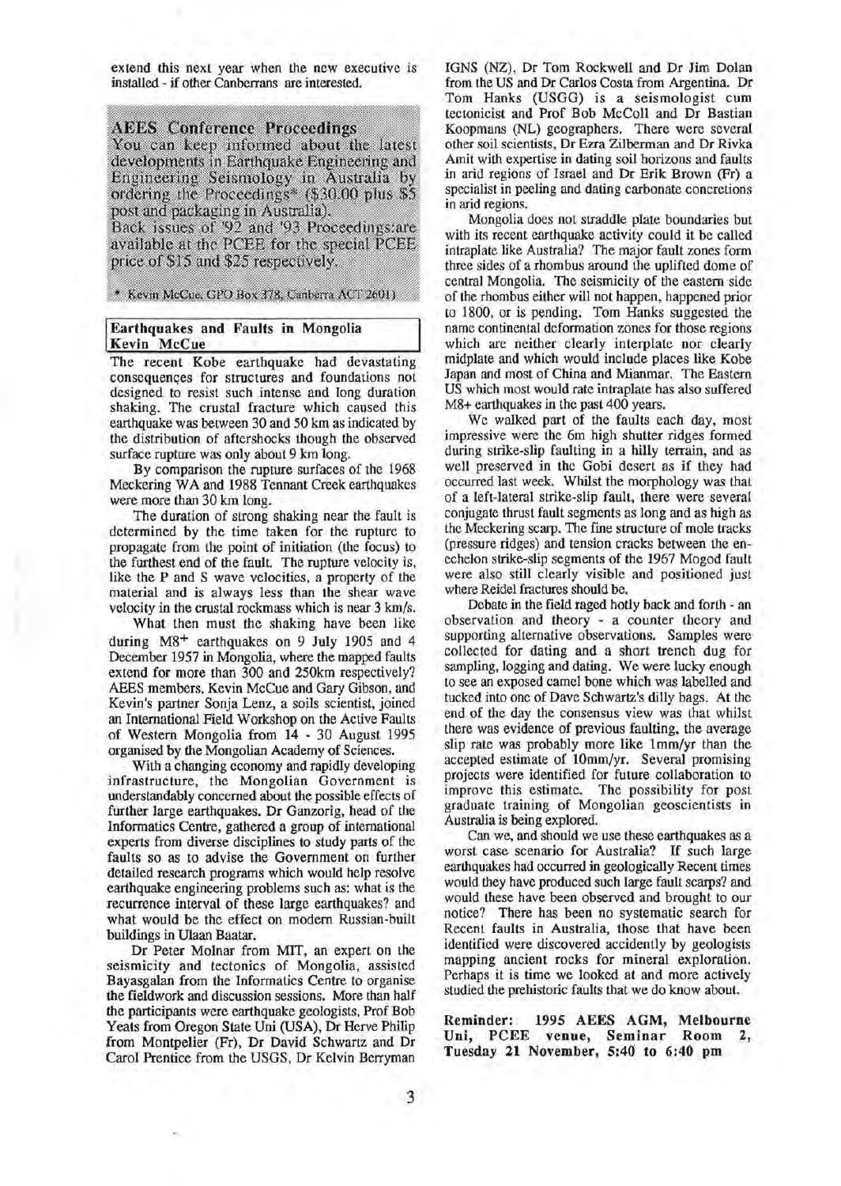extend this next year when the new executive is installed - if other Canberrans are interested.

## AEES Conference Proceedings

You can keep informed about the latest developments in Earthquake Engineering and Engineering Seismology in Australia by ordering the Proceedings* ($30.00 plus $5 post and packaging in Australia).

Back issues of '92 and '93 Proceedings are available at the PCEE for the special PCEE price of $15 and $25 respectively.

\* Kevin McCue, GPO Box 378, Canberra ACT 2601)

## Earthquakes and Faults in Mongolia

**Kevin McCue**

The recent Kobe earthquake had devastating consequences for structures and foundations not designed to resist such intense and long duration shaking. The crustal fracture which caused this earthquake was between 30 and 50 km as indicated by the distribution of aftershocks though the observed surface rupture was only about 9 km long.

By comparison the rupture surfaces of the 1968 Meckering WA and 1988 Tennant Creek earthquakes were more than 30 km long.

The duration of strong shaking near the fault is determined by the time taken for the rupture to propagate from the point of initiation (the focus) to the furthest end of the fault. The rupture velocity is, like the P and S wave velocities, a property of the material and is always less than the shear wave velocity in the crustal rockmass which is near 3 km/s.

What then must the shaking have been like during M8+ earthquakes on 9 July 1905 and 4 December 1957 in Mongolia, where the mapped faults extend for more than 300 and 250km respectively? AEES members, Kevin McCue and Gary Gibson, and Kevin's partner Sonja Lenz, a soils scientist, joined an International Field Workshop on the Active Faults of Western Mongolia from 14 - 30 August 1995 organised by the Mongolian Academy of Sciences.

With a changing economy and rapidly developing infrastructure, the Mongolian Government is understandably concerned about the possible effects of further large earthquakes. Dr Ganzorig, head of the Informatics Centre, gathered a group of international experts from diverse disciplines to study parts of the faults so as to advise the Government on further detailed research programs which would help resolve earthquake engineering problems such as: what is the recurrence interval of these large earthquakes? and what would be the effect on modern Russian-built buildings in Ulaan Baatar.

Dr Peter Molnar from MIT, an expert on the seismicity and tectonics of Mongolia, assisted Bayasgalan from the Informatics Centre to organise the fieldwork and discussion sessions. More than half the participants were earthquake geologists, Prof Bob Yeats from Oregon State Uni (USA), Dr Herve Philip from Montpelier (Fr), Dr David Schwartz and Dr Carol Prentice from the USGS, Dr Kelvin Berryman IGNS (NZ), Dr Tom Rockwell and Dr Jim Dolan from the US and Dr Carlos Costa from Argentina. Dr Tom Hanks (USGG) is a seismologist cum tectonicist and Prof Bob McColl and Dr Bastian Koopmans (NL) geographers. There were several other soil scientists, Dr Ezra Zilberman and Dr Rivka Amit with expertise in dating soil horizons and faults in arid regions of Israel and Dr Erik Brown (Fr) a specialist in peeling and dating carbonate concretions in arid regions.

Mongolia does not straddle plate boundaries but with its recent earthquake activity could it be called intraplate like Australia? The major fault zones form three sides of a rhombus around the uplifted dome of central Mongolia. The seismicity of the eastern side of the rhombus either will not happen, happened prior to 1800, or is pending. Tom Hanks suggested the name continental deformation zones for those regions which are neither clearly interplate nor clearly midplate and which would include places like Kobe Japan and most of China and Mianmar. The Eastern US which most would rate intraplate has also suffered M8+ earthquakes in the past 400 years.

We walked part of the faults each day, most impressive were the 6m high shutter ridges formed during strike-slip faulting in a hilly terrain, and as well preserved in the Gobi desert as if they had occurred last week. Whilst the morphology was that of a left-lateral strike-slip fault, there were several conjugate thrust fault segments as long and as high as the Meckering scarp. The fine structure of mole tracks (pressure ridges) and tension cracks between the en-echelon strike-slip segments of the 1967 Mogod fault were also still clearly visible and positioned just where Reidel fractures should be.

Debate in the field raged hotly back and forth - an observation and theory - a counter theory and supporting alternative observations. Samples were collected for dating and a short trench dug for sampling, logging and dating. We were lucky enough to see an exposed camel bone which was labelled and tucked into one of Dave Schwartz's dilly bags. At the end of the day the consensus view was that whilst there was evidence of previous faulting, the average slip rate was probably more like 1mm/yr than the accepted estimate of 10mm/yr. Several promising projects were identified for future collaboration to improve this estimate. The possibility for post graduate training of Mongolian geoscientists in Australia is being explored.

Can we, and should we use these earthquakes as a worst case scenario for Australia? If such large earthquakes had occurred in geologically Recent times would they have produced such large fault scarps? and would these have been observed and brought to our notice? There has been no systematic search for Recent faults in Australia, those that have been identified were discovered accidently by geologists mapping ancient rocks for mineral exploration. Perhaps it is time we looked at and more actively studied the prehistoric faults that we do know about.

**Reminder: 1995 AEES AGM, Melbourne Uni, PCEE venue, Seminar Room 2, Tuesday 21 November, 5:40 to 6:40 pm**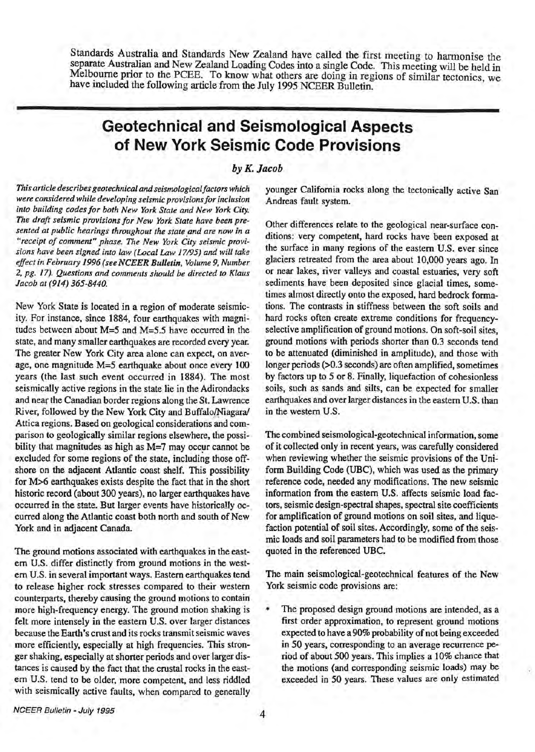Standards Australia and Standards New Zealand have called the first meeting to harmonise the separate Australian and New Zealand Loading Codes into a single Code. This meeting will be held in Melbourne prior to the PCEE. To know what others are doing in regions of similar tectonics, we have included the following article from the July 1995 NCEER Bulletin.

# Geotechnical and Seismological Aspects of New York Seismic Code Provisions

*by K. Jacob*

*This article describes geotechnical and seismological factors which were considered while developing seismic provisions for inclusion into building codes for both New York State and New York City. The draft seismic provisions for New York State have been presented at public hearings throughout the state and are now in a "receipt of comment" phase. The New York City seismic provisions have been signed into law (Local Law 17/95) and will take effect in February 1996 (see NCEER Bulletin, Volume 9, Number 2, pg. 17). Questions and comments should be directed to Klaus Jacob at (914) 365-8440.*

New York State is located in a region of moderate seismicity. For instance, since 1884, four earthquakes with magnitudes between about M=5 and M=5.5 have occurred in the state, and many smaller earthquakes are recorded every year. The greater New York City area alone can expect, on average, one magnitude M=5 earthquake about once every 100 years (the last such event occurred in 1884). The most seismically active regions in the state lie in the Adirondacks and near the Canadian border regions along the St. Lawrence River, followed by the New York City and Buffalo/Niagara/Attica regions. Based on geological considerations and comparison to geologically similar regions elsewhere, the possibility that magnitudes as high as M=7 may occur cannot be excluded for some regions of the state, including those offshore on the adjacent Atlantic coast shelf. This possibility for M>6 earthquakes exists despite the fact that in the short historic record (about 300 years), no larger earthquakes have occurred in the state. But larger events have historically occurred along the Atlantic coast both north and south of New York and in adjacent Canada.

The ground motions associated with earthquakes in the eastern U.S. differ distinctly from ground motions in the western U.S. in several important ways. Eastern earthquakes tend to release higher rock stresses compared to their western counterparts, thereby causing the ground motions to contain more high-frequency energy. The ground motion shaking is felt more intensely in the eastern U.S. over larger distances because the Earth's crust and its rocks transmit seismic waves more efficiently, especially at high frequencies. This stronger shaking, especially at shorter periods and over larger distances is caused by the fact that the crustal rocks in the eastern U.S. tend to be older, more competent, and less riddled with seismically active faults, when compared to generally younger California rocks along the tectonically active San Andreas fault system.

Other differences relate to the geological near-surface conditions: very competent, hard rocks have been exposed at the surface in many regions of the eastern U.S. ever since glaciers retreated from the area about 10,000 years ago. In or near lakes, river valleys and coastal estuaries, very soft sediments have been deposited since glacial times, sometimes almost directly onto the exposed, hard bedrock formations. The contrasts in stiffness between the soft soils and hard rocks often create extreme conditions for frequency-selective amplification of ground motions. On soft-soil sites, ground motions with periods shorter than 0.3 seconds tend to be attenuated (diminished in amplitude), and those with longer periods (>0.3 seconds) are often amplified, sometimes by factors up to 5 or 8. Finally, liquefaction of cohesionless soils, such as sands and silts, can be expected for smaller earthquakes and over larger distances in the eastern U.S. than in the western U.S.

The combined seismological-geotechnical information, some of it collected only in recent years, was carefully considered when reviewing whether the seismic provisions of the Uniform Building Code (UBC), which was used as the primary reference code, needed any modifications. The new seismic information from the eastern U.S. affects seismic load factors, seismic design-spectral shapes, spectral site coefficients for amplification of ground motions on soil sites, and liquefaction potential of soil sites. Accordingly, some of the seismic loads and soil parameters had to be modified from those quoted in the referenced UBC.

The main seismological-geotechnical features of the New York seismic code provisions are:

- The proposed design ground motions are intended, as a first order approximation, to represent ground motions expected to have a 90% probability of not being exceeded in 50 years, corresponding to an average recurrence period of about 500 years. This implies a 10% chance that the motions (and corresponding seismic loads) may be exceeded in 50 years. These values are only estimated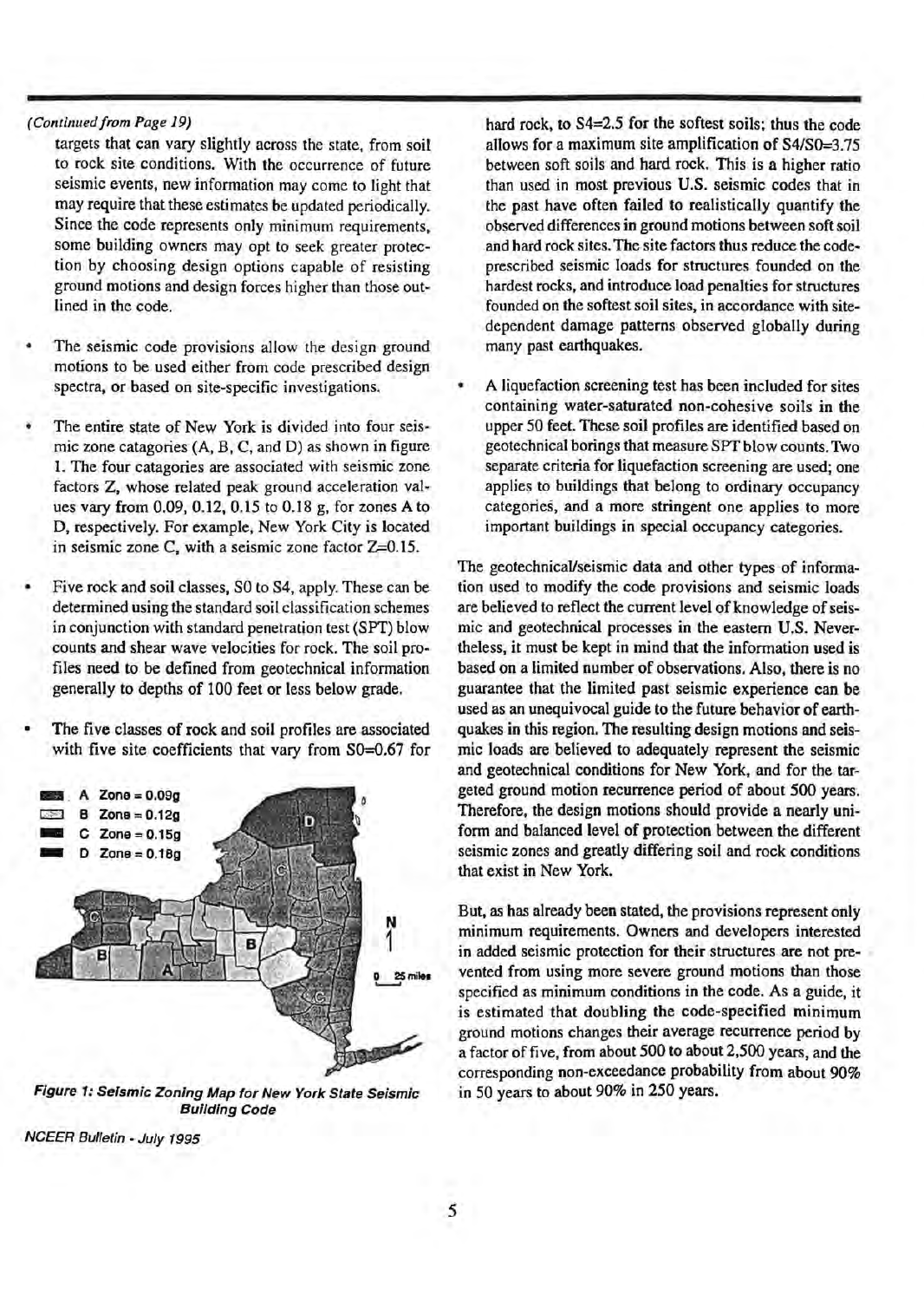*(Continued from Page 19)*

targets that can vary slightly across the state, from soil to rock site conditions. With the occurrence of future seismic events, new information may come to light that may require that these estimates be updated periodically. Since the code represents only minimum requirements, some building owners may opt to seek greater protection by choosing design options capable of resisting ground motions and design forces higher than those outlined in the code.

- The seismic code provisions allow the design ground motions to be used either from code prescribed design spectra, or based on site-specific investigations.
- The entire state of New York is divided into four seismic zone catagories (A, B, C, and D) as shown in figure 1. The four catagories are associated with seismic zone factors Z, whose related peak ground acceleration values vary from 0.09, 0.12, 0.15 to 0.18 g, for zones A to D, respectively. For example, New York City is located in seismic zone C, with a seismic zone factor Z=0.15.
- Five rock and soil classes, S0 to S4, apply. These can be determined using the standard soil classification schemes in conjunction with standard penetration test (SPT) blow counts and shear wave velocities for rock. The soil profiles need to be defined from geotechnical information generally to depths of 100 feet or less below grade.
- The five classes of rock and soil profiles are associated with five site coefficients that vary from S0=0.67 for hard rock, to S4=2.5 for the softest soils; thus the code allows for a maximum site amplification of S4/S0=3.75 between soft soils and hard rock. This is a higher ratio than used in most previous U.S. seismic codes that in the past have often failed to realistically quantify the observed differences in ground motions between soft soil and hard rock sites. The site factors thus reduce the code-prescribed seismic loads for structures founded on the hardest rocks, and introduce load penalties for structures founded on the softest soil sites, in accordance with site-dependent damage patterns observed globally during many past earthquakes.
- A liquefaction screening test has been included for sites containing water-saturated non-cohesive soils in the upper 50 feet. These soil profiles are identified based on geotechnical borings that measure SPT blow counts. Two separate criteria for liquefaction screening are used; one applies to buildings that belong to ordinary occupancy categories, and a more stringent one applies to more important buildings in special occupancy categories.

A Zone = 0.09g
B Zone = 0.12g
C Zone = 0.15g
D Zone = 0.18g

***Figure 1: Seismic Zoning Map for New York State Seismic Building Code***

The geotechnical/seismic data and other types of information used to modify the code provisions and seismic loads are believed to reflect the current level of knowledge of seismic and geotechnical processes in the eastern U.S. Nevertheless, it must be kept in mind that the information used is based on a limited number of observations. Also, there is no guarantee that the limited past seismic experience can be used as an unequivocal guide to the future behavior of earthquakes in this region. The resulting design motions and seismic loads are believed to adequately represent the seismic and geotechnical conditions for New York, and for the targeted ground motion recurrence period of about 500 years. Therefore, the design motions should provide a nearly uniform and balanced level of protection between the different seismic zones and greatly differing soil and rock conditions that exist in New York.

But, as has already been stated, the provisions represent only minimum requirements. Owners and developers interested in added seismic protection for their structures are not prevented from using more severe ground motions than those specified as minimum conditions in the code. As a guide, it is estimated that doubling the code-specified minimum ground motions changes their average recurrence period by a factor of five, from about 500 to about 2,500 years, and the corresponding non-exceedance probability from about 90% in 50 years to about 90% in 250 years.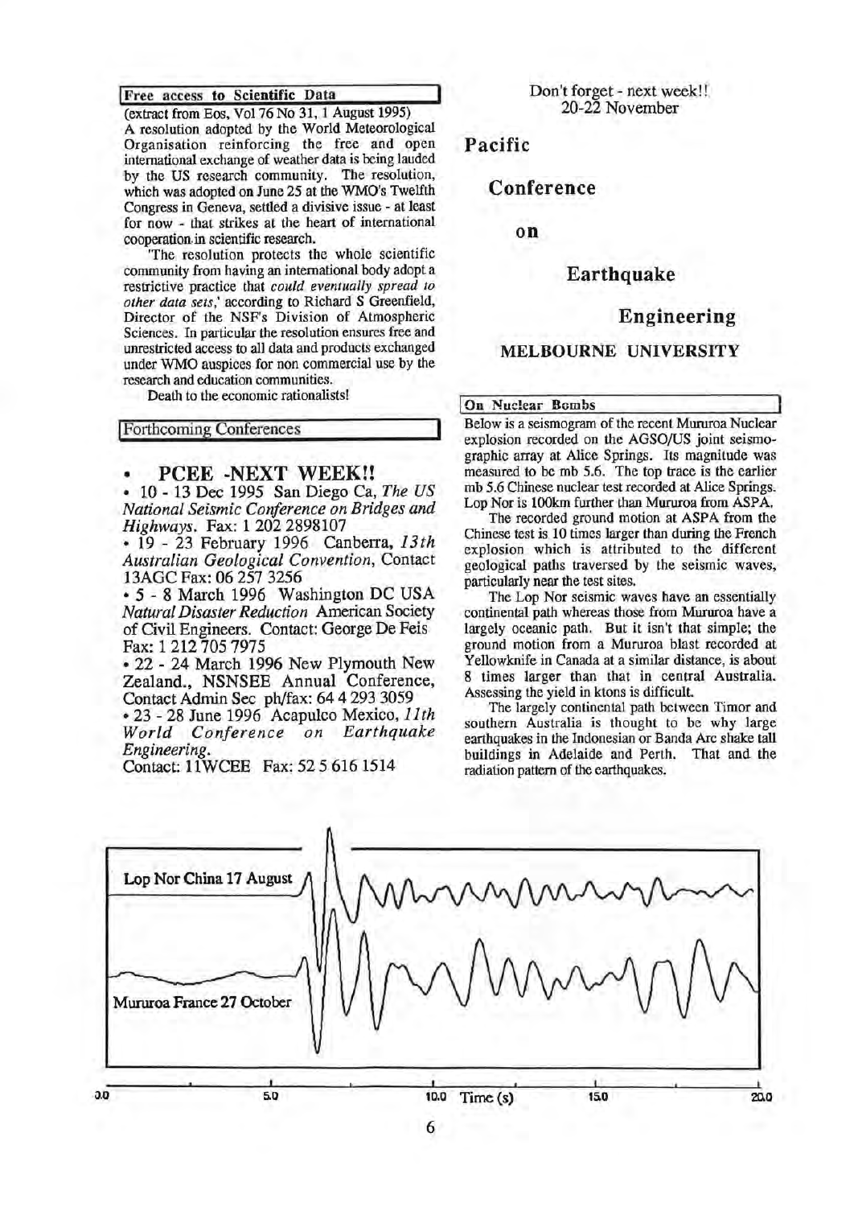## Free access to Scientific Data

(extract from Eos, Vol 76 No 31, 1 August 1995)

A resolution adopted by the World Meteorological Organisation reinforcing the free and open international exchange of weather data is being lauded by the US research community. The resolution, which was adopted on June 25 at the WMO's Twelfth Congress in Geneva, settled a divisive issue - at least for now - that strikes at the heart of international cooperation in scientific research.

'The resolution protects the whole scientific community from having an international body adopt a restrictive practice that *could eventually spread to other data sets*,' according to Richard S Greenfield, Director of the NSF's Division of Atmospheric Sciences. In particular the resolution ensures free and unrestricted access to all data and products exchanged under WMO auspices for non commercial use by the research and education communities.

Death to the economic rationalists!

## Forthcoming Conferences

- **PCEE -NEXT WEEK!!**
- 10 - 13 Dec 1995 San Diego Ca, *The US National Seismic Conference on Bridges and Highways*. Fax: 1 202 2898107
- 19 - 23 February 1996 Canberra, *13th Australian Geological Convention*, Contact 13AGC Fax: 06 257 3256
- 5 - 8 March 1996 Washington DC USA *Natural Disaster Reduction* American Society of Civil Engineers. Contact: George De Feis Fax: 1 212 705 7975
- 22 - 24 March 1996 New Plymouth New Zealand., NSNSEE Annual Conference, Contact Admin Sec ph/fax: 64 4 293 3059
- 23 - 28 June 1996 Acapulco Mexico, *11th World Conference on Earthquake Engineering*. Contact: 11WCEE Fax: 52 5 616 1514

Don't forget - next week!! 20-22 November

**Pacific Conference on Earthquake Engineering**

**MELBOURNE UNIVERSITY**

## On Nuclear Bombs

Below is a seismogram of the recent Mururoa Nuclear explosion recorded on the AGSO/US joint seismographic array at Alice Springs. Its magnitude was measured to be mb 5.6. The top trace is the earlier mb 5.6 Chinese nuclear test recorded at Alice Springs. Lop Nor is 100km further than Mururoa from ASPA.

The recorded ground motion at ASPA from the Chinese test is 10 times larger than during the French explosion which is attributed to the different geological paths traversed by the seismic waves, particularly near the test sites.

The Lop Nor seismic waves have an essentially continental path whereas those from Mururoa have a largely oceanic path. But it isn't that simple; the ground motion from a Mururoa blast recorded at Yellowknife in Canada at a similar distance, is about 8 times larger than that in central Australia. Assessing the yield in ktons is difficult.

The largely continental path between Timor and southern Australia is thought to be why large earthquakes in the Indonesian or Banda Arc shake tall buildings in Adelaide and Perth. That and the radiation pattern of the earthquakes.

Lop Nor China 17 August

Mururoa France 27 October

0.0 5.0 10.0 Time (s) 15.0 20.0